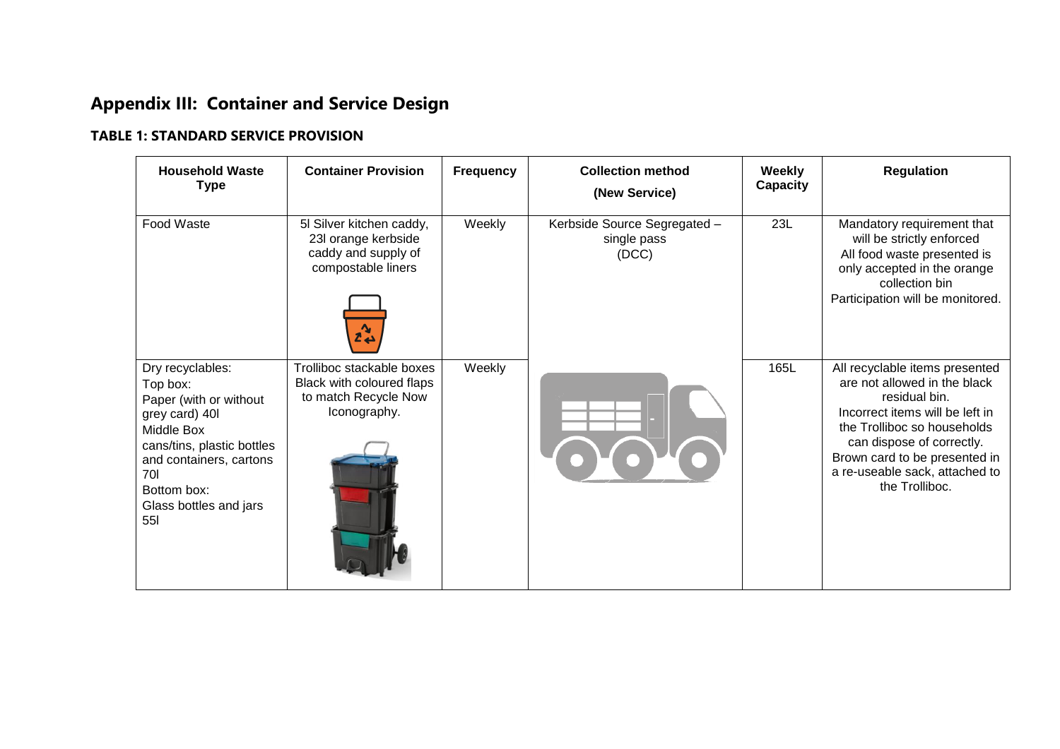## Appendix III: Container and Service Design

### TABLE 1: STANDARD SERVICE PROVISION

| Household Waste Type | Container Provision | Frequency | Collection method (New Service) | Weekly Capacity | Regulation |
|---|---|---|---|---|---|
| Food Waste | 5l Silver kitchen caddy, 23l orange kerbside caddy and supply of compostable liners | Weekly | Kerbside Source Segregated – single pass (DCC) | 23L | Mandatory requirement that will be strictly enforced All food waste presented is only accepted in the orange collection bin Participation will be monitored. |
| Dry recyclables: Top box: Paper (with or without grey card) 40l Middle Box cans/tins, plastic bottles and containers, cartons 70l Bottom box: Glass bottles and jars 55l | Trolliboc stackable boxes Black with coloured flaps to match Recycle Now Iconography. | Weekly | | 165L | All recyclable items presented are not allowed in the black residual bin. Incorrect items will be left in the Trolliboc so households can dispose of correctly. Brown card to be presented in a re-useable sack, attached to the Trolliboc. |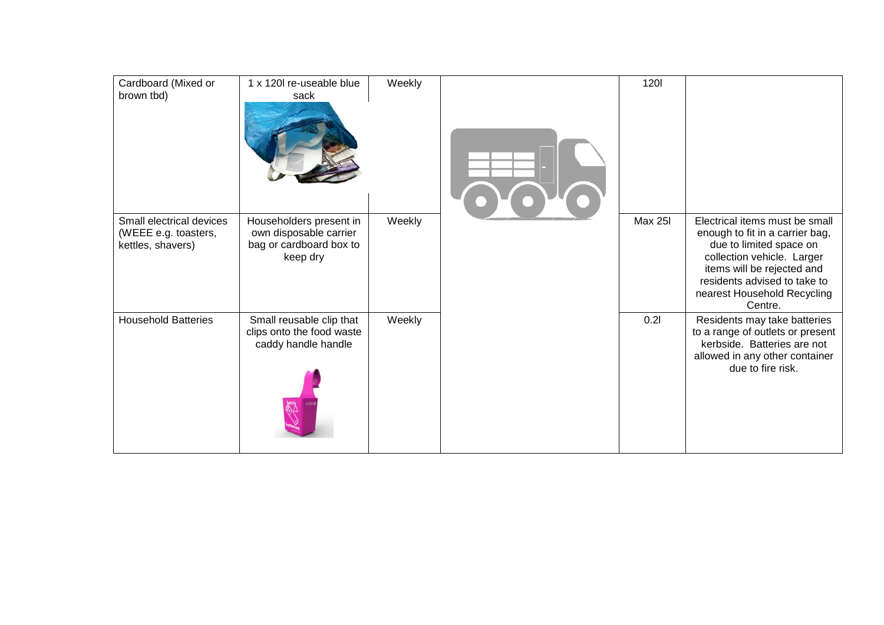| | | | | | |
|---|---|---|---|---|---|
| Cardboard (Mixed or brown tbd) | 1 x 120l re-useable blue sack | Weekly | | 120l | |
| Small electrical devices (WEEE e.g. toasters, kettles, shavers) | Householders present in own disposable carrier bag or cardboard box to keep dry | Weekly | | Max 25l | Electrical items must be small enough to fit in a carrier bag, due to limited space on collection vehicle. Larger items will be rejected and residents advised to take to nearest Household Recycling Centre. |
| Household Batteries | Small reusable clip that clips onto the food waste caddy handle handle | Weekly | | 0.2l | Residents may take batteries to a range of outlets or present kerbside. Batteries are not allowed in any other container due to fire risk. |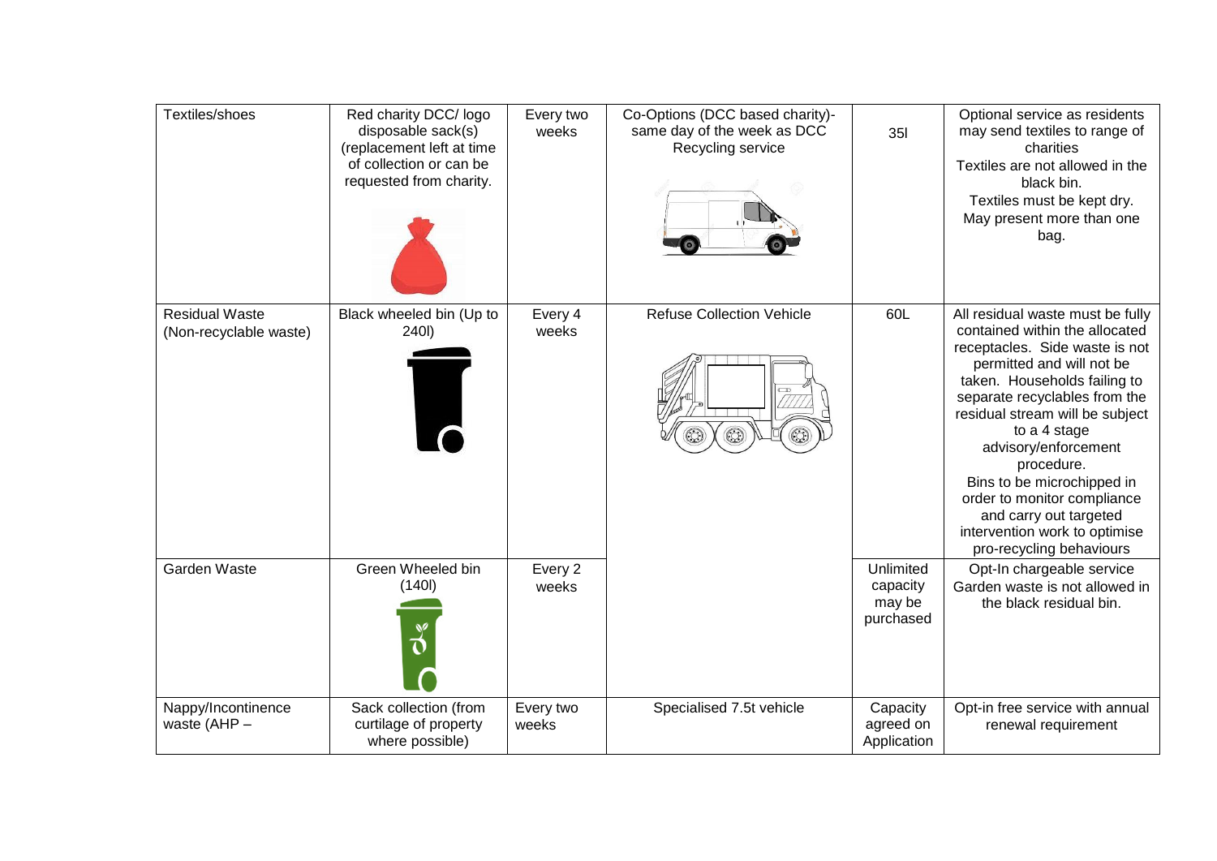| Textiles/shoes | Red charity DCC/ logo disposable sack(s) (replacement left at time of collection or can be requested from charity. | Every two weeks | Co-Options (DCC based charity)- same day of the week as DCC Recycling service | 35l | Optional service as residents may send textiles to range of charities<br>Textiles are not allowed in the black bin.<br>Textiles must be kept dry.<br>May present more than one bag. |
|---|---|---|---|---|---|
| Residual Waste (Non-recyclable waste) | Black wheeled bin (Up to 240l) | Every 4 weeks | Refuse Collection Vehicle | 60L | All residual waste must be fully contained within the allocated receptacles. Side waste is not permitted and will not be taken. Households failing to separate recyclables from the residual stream will be subject to a 4 stage advisory/enforcement procedure.<br>Bins to be microchipped in order to monitor compliance and carry out targeted intervention work to optimise pro-recycling behaviours |
| Garden Waste | Green Wheeled bin (140l) | Every 2 weeks | | Unlimited capacity may be purchased | Opt-In chargeable service<br>Garden waste is not allowed in the black residual bin. |
| Nappy/Incontinence waste (AHP – | Sack collection (from curtilage of property where possible) | Every two weeks | Specialised 7.5t vehicle | Capacity agreed on Application | Opt-in free service with annual renewal requirement |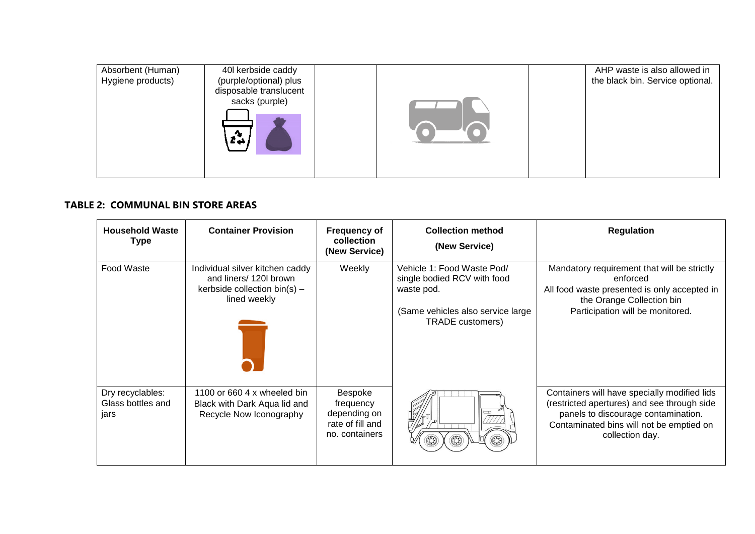| Absorbent (Human) Hygiene products) | 40l kerbside caddy (purple/optional) plus disposable translucent sacks (purple) | | | | AHP waste is also allowed in the black bin. Service optional. |
|---|---|---|---|---|---|

**TABLE 2: COMMUNAL BIN STORE AREAS**

| Household Waste Type | Container Provision | Frequency of collection (New Service) | Collection method (New Service) | Regulation |
|---|---|---|---|---|
| Food Waste | Individual silver kitchen caddy and liners/ 120l brown kerbside collection bin(s) – lined weekly | Weekly | Vehicle 1: Food Waste Pod/ single bodied RCV with food waste pod.<br><br>(Same vehicles also service large TRADE customers) | Mandatory requirement that will be strictly enforced<br>All food waste presented is only accepted in the Orange Collection bin<br>Participation will be monitored. |
| Dry recyclables: Glass bottles and jars | 1100 or 660 4 x wheeled bin Black with Dark Aqua lid and Recycle Now Iconography | Bespoke frequency depending on rate of fill and no. containers | | Containers will have specially modified lids (restricted apertures) and see through side panels to discourage contamination. Contaminated bins will not be emptied on collection day. |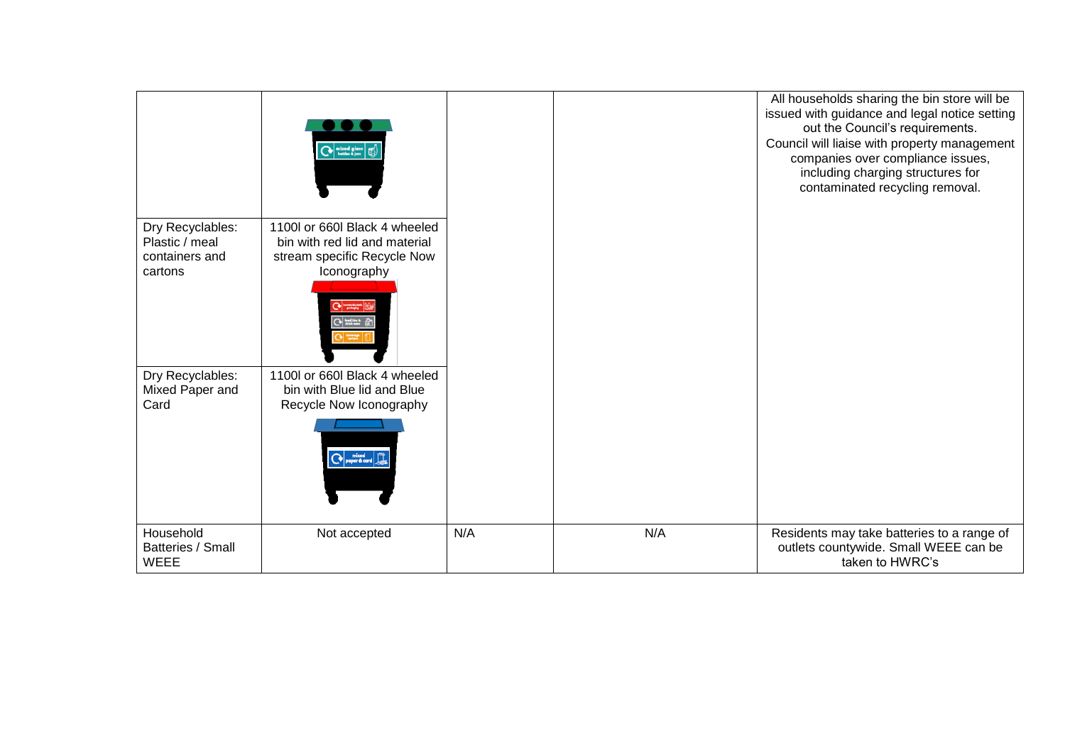| | | | | |
|---|---|---|---|---|
| | | | | All households sharing the bin store will be issued with guidance and legal notice setting out the Council's requirements.<br>Council will liaise with property management companies over compliance issues, including charging structures for contaminated recycling removal. |
| Dry Recyclables: Plastic / meal containers and cartons | 1100l or 660l Black 4 wheeled bin with red lid and material stream specific Recycle Now Iconography | | | |
| Dry Recyclables: Mixed Paper and Card | 1100l or 660l Black 4 wheeled bin with Blue lid and Blue Recycle Now Iconography | | | |
| Household Batteries / Small WEEE | Not accepted | N/A | N/A | Residents may take batteries to a range of outlets countywide. Small WEEE can be taken to HWRC's |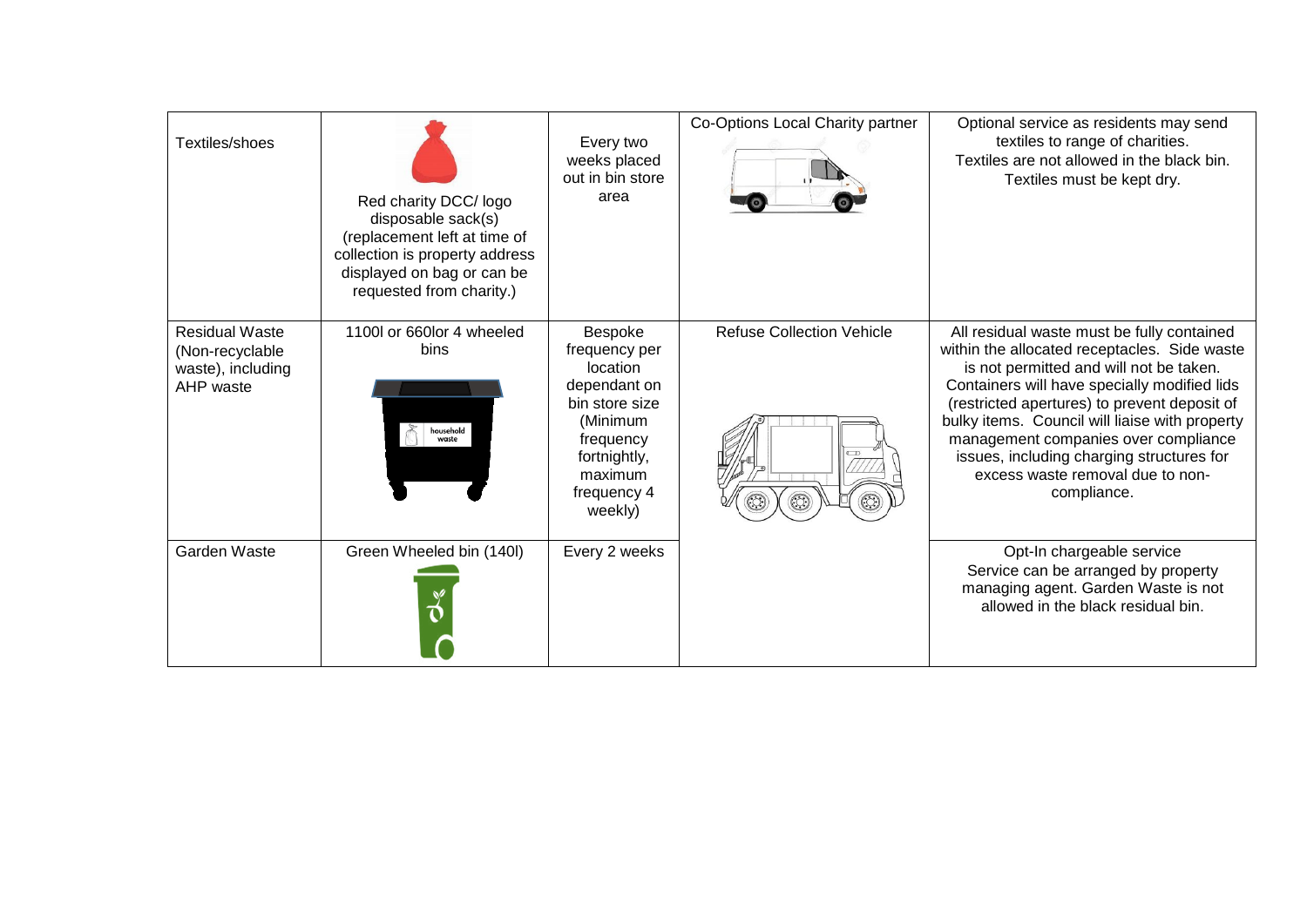| | | | | |
|---|---|---|---|---|
| Textiles/shoes | Red charity DCC/ logo disposable sack(s) (replacement left at time of collection is property address displayed on bag or can be requested from charity.) | Every two weeks placed out in bin store area | Co-Options Local Charity partner | Optional service as residents may send textiles to range of charities. Textiles are not allowed in the black bin. Textiles must be kept dry. |
| Residual Waste (Non-recyclable waste), including AHP waste | 1100l or 660lor 4 wheeled bins | Bespoke frequency per location dependant on bin store size (Minimum frequency fortnightly, maximum frequency 4 weekly) | Refuse Collection Vehicle | All residual waste must be fully contained within the allocated receptacles. Side waste is not permitted and will not be taken. Containers will have specially modified lids (restricted apertures) to prevent deposit of bulky items. Council will liaise with property management companies over compliance issues, including charging structures for excess waste removal due to non-compliance. |
| Garden Waste | Green Wheeled bin (140l) | Every 2 weeks | | Opt-In chargeable service Service can be arranged by property managing agent. Garden Waste is not allowed in the black residual bin. |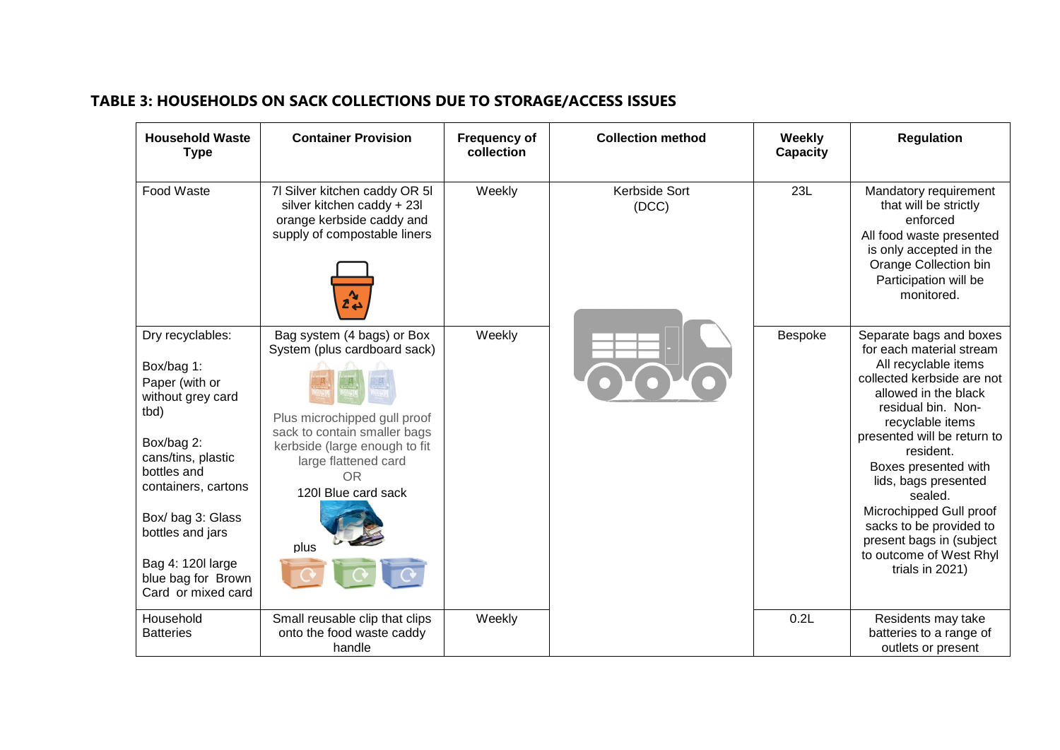## TABLE 3: HOUSEHOLDS ON SACK COLLECTIONS DUE TO STORAGE/ACCESS ISSUES

| Household Waste Type | Container Provision | Frequency of collection | Collection method | Weekly Capacity | Regulation |
|---|---|---|---|---|---|
| Food Waste | 7l Silver kitchen caddy OR 5l silver kitchen caddy + 23l orange kerbside caddy and supply of compostable liners | Weekly | Kerbside Sort (DCC) | 23L | Mandatory requirement that will be strictly enforced<br>All food waste presented is only accepted in the Orange Collection bin<br>Participation will be monitored. |
| Dry recyclables:<br><br>Box/bag 1: Paper (with or without grey card tbd)<br><br>Box/bag 2: cans/tins, plastic bottles and containers, cartons<br><br>Box/ bag 3: Glass bottles and jars<br><br>Bag 4: 120l large blue bag for Brown Card or mixed card | Bag system (4 bags) or Box System (plus cardboard sack)<br><br>Plus microchipped gull proof sack to contain smaller bags kerbside (large enough to fit large flattened card<br>OR<br>120l Blue card sack<br><br>plus | Weekly | | Bespoke | Separate bags and boxes for each material stream<br>All recyclable items collected kerbside are not allowed in the black residual bin. Non-recyclable items presented will be return to resident.<br>Boxes presented with lids, bags presented sealed.<br>Microchipped Gull proof sacks to be provided to present bags in (subject to outcome of West Rhyl trials in 2021) |
| Household Batteries | Small reusable clip that clips onto the food waste caddy handle | Weekly | | 0.2L | Residents may take batteries to a range of outlets or present |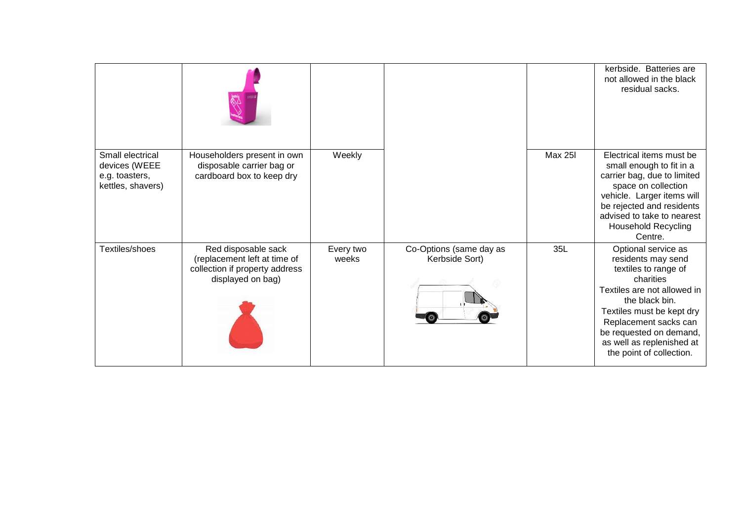| | | | | | |
|---|---|---|---|---|---|
| | | | | | kerbside. Batteries are not allowed in the black residual sacks. |
| Small electrical devices (WEEE e.g. toasters, kettles, shavers) | Householders present in own disposable carrier bag or cardboard box to keep dry | Weekly | | Max 25l | Electrical items must be small enough to fit in a carrier bag, due to limited space on collection vehicle. Larger items will be rejected and residents advised to take to nearest Household Recycling Centre. |
| Textiles/shoes | Red disposable sack (replacement left at time of collection if property address displayed on bag) | Every two weeks | Co-Options (same day as Kerbside Sort) | 35L | Optional service as residents may send textiles to range of charities<br>Textiles are not allowed in the black bin.<br>Textiles must be kept dry<br>Replacement sacks can be requested on demand, as well as replenished at the point of collection. |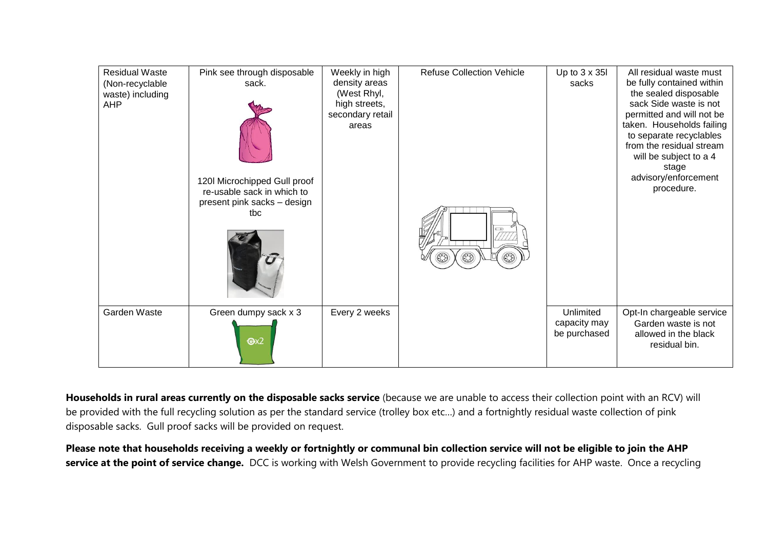| Residual Waste (Non-recyclable waste) including AHP | Pink see through disposable sack.<br><br>120l Microchipped Gull proof re-usable sack in which to present pink sacks – design tbc | Weekly in high density areas (West Rhyl, high streets, secondary retail areas | Refuse Collection Vehicle | Up to 3 x 35l sacks | All residual waste must be fully contained within the sealed disposable sack Side waste is not permitted and will not be taken. Households failing to separate recyclables from the residual stream will be subject to a 4 stage advisory/enforcement procedure. |
|---|---|---|---|---|---|
| Garden Waste | Green dumpy sack x 3 | Every 2 weeks | | Unlimited capacity may be purchased | Opt-In chargeable service Garden waste is not allowed in the black residual bin. |

**Households in rural areas currently on the disposable sacks service** (because we are unable to access their collection point with an RCV) will be provided with the full recycling solution as per the standard service (trolley box etc…) and a fortnightly residual waste collection of pink disposable sacks. Gull proof sacks will be provided on request.

**Please note that households receiving a weekly or fortnightly or communal bin collection service will not be eligible to join the AHP service at the point of service change.** DCC is working with Welsh Government to provide recycling facilities for AHP waste. Once a recycling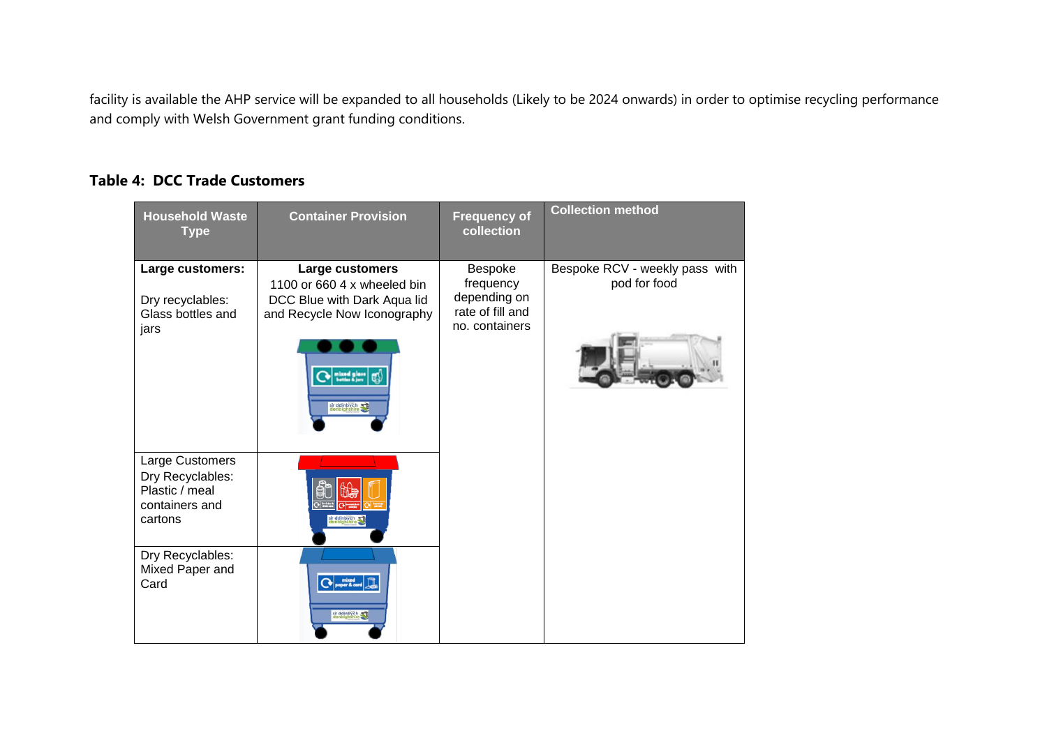facility is available the AHP service will be expanded to all households (Likely to be 2024 onwards) in order to optimise recycling performance and comply with Welsh Government grant funding conditions.

**Table 4: DCC Trade Customers**

| Household Waste Type | Container Provision | Frequency of collection | Collection method |
|---|---|---|---|
| **Large customers:** Dry recyclables: Glass bottles and jars | **Large customers** 1100 or 660 4 x wheeled bin DCC Blue with Dark Aqua lid and Recycle Now Iconography | Bespoke frequency depending on rate of fill and no. containers | Bespoke RCV - weekly pass with pod for food |
| Large Customers Dry Recyclables: Plastic / meal containers and cartons | | | |
| Dry Recyclables: Mixed Paper and Card | | | |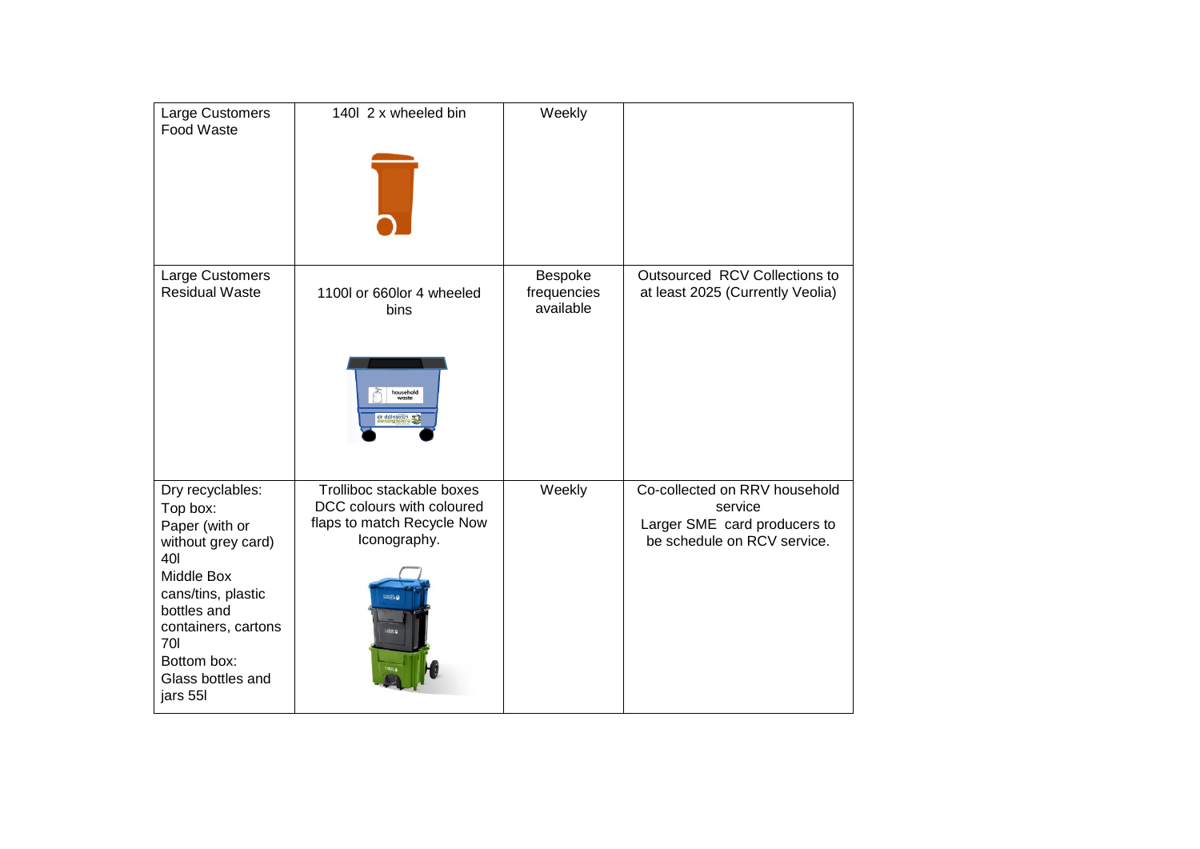| Large Customers Food Waste | 140l 2 x wheeled bin | Weekly | |
|---|---|---|---|
| Large Customers Residual Waste | 1100l or 660lor 4 wheeled bins | Bespoke frequencies available | Outsourced RCV Collections to at least 2025 (Currently Veolia) |
| Dry recyclables:<br>Top box:<br>Paper (with or without grey card) 40l<br>Middle Box<br>cans/tins, plastic bottles and containers, cartons 70l<br>Bottom box:<br>Glass bottles and jars 55l | Trolliboc stackable boxes DCC colours with coloured flaps to match Recycle Now Iconography. | Weekly | Co-collected on RRV household service<br>Larger SME card producers to be schedule on RCV service. |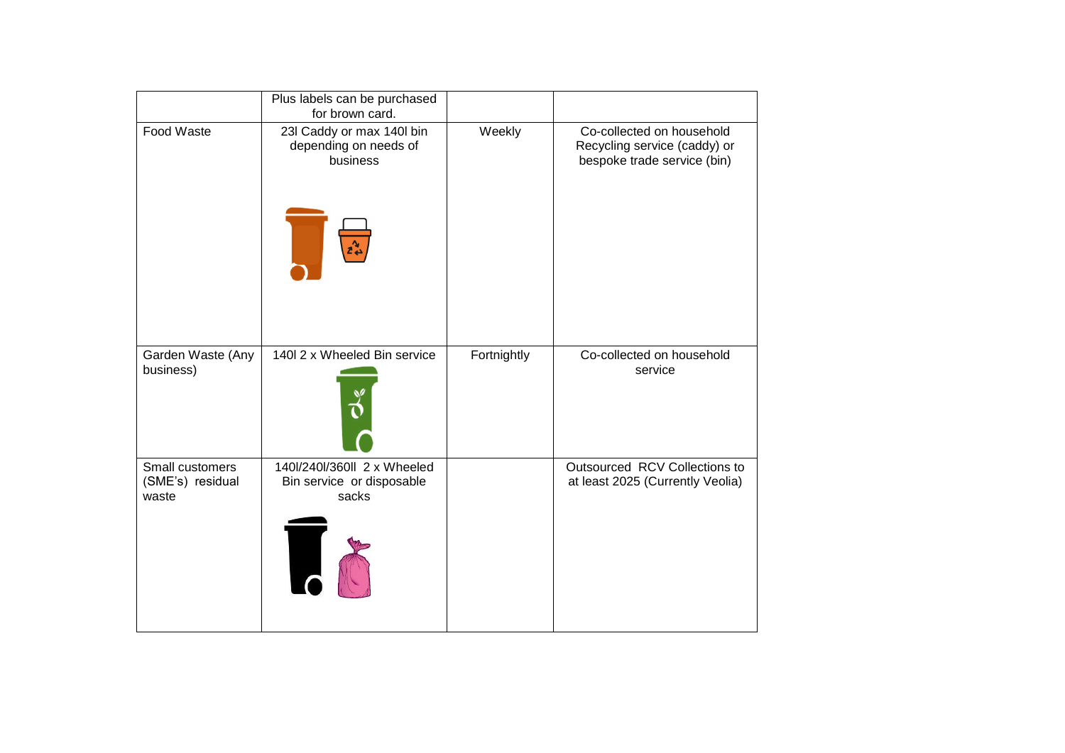|  |  |  |  |
|---|---|---|---|
|  | Plus labels can be purchased for brown card. |  |  |
| Food Waste | 23l Caddy or max 140l bin depending on needs of business | Weekly | Co-collected on household Recycling service (caddy) or bespoke trade service (bin) |
| Garden Waste (Any business) | 140l 2 x Wheeled Bin service | Fortnightly | Co-collected on household service |
| Small customers (SME's) residual waste | 140l/240l/360ll 2 x Wheeled Bin service or disposable sacks |  | Outsourced RCV Collections to at least 2025 (Currently Veolia) |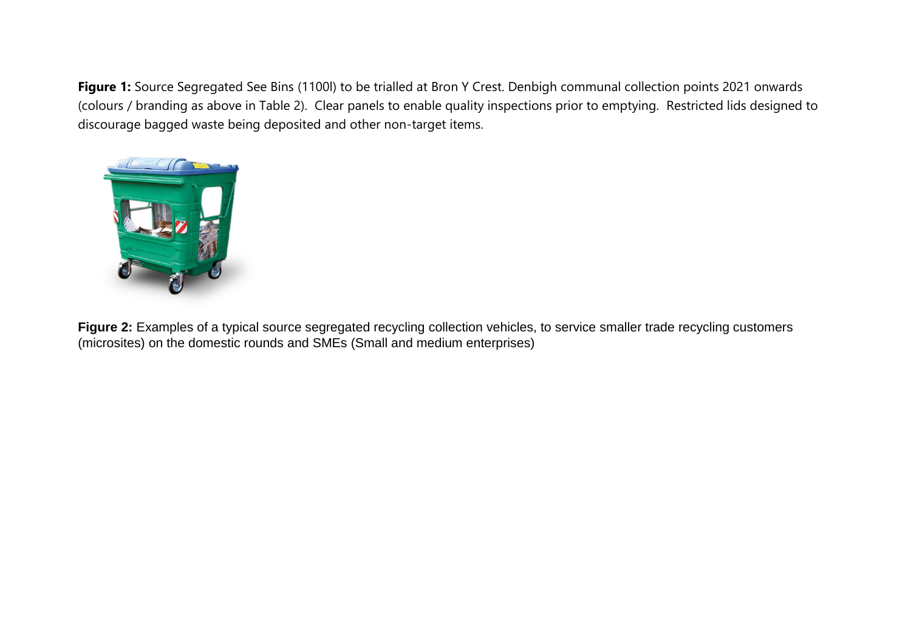**Figure 1:** Source Segregated See Bins (1100l) to be trialled at Bron Y Crest. Denbigh communal collection points 2021 onwards (colours / branding as above in Table 2). Clear panels to enable quality inspections prior to emptying. Restricted lids designed to discourage bagged waste being deposited and other non-target items.

**Figure 2:** Examples of a typical source segregated recycling collection vehicles, to service smaller trade recycling customers (microsites) on the domestic rounds and SMEs (Small and medium enterprises)